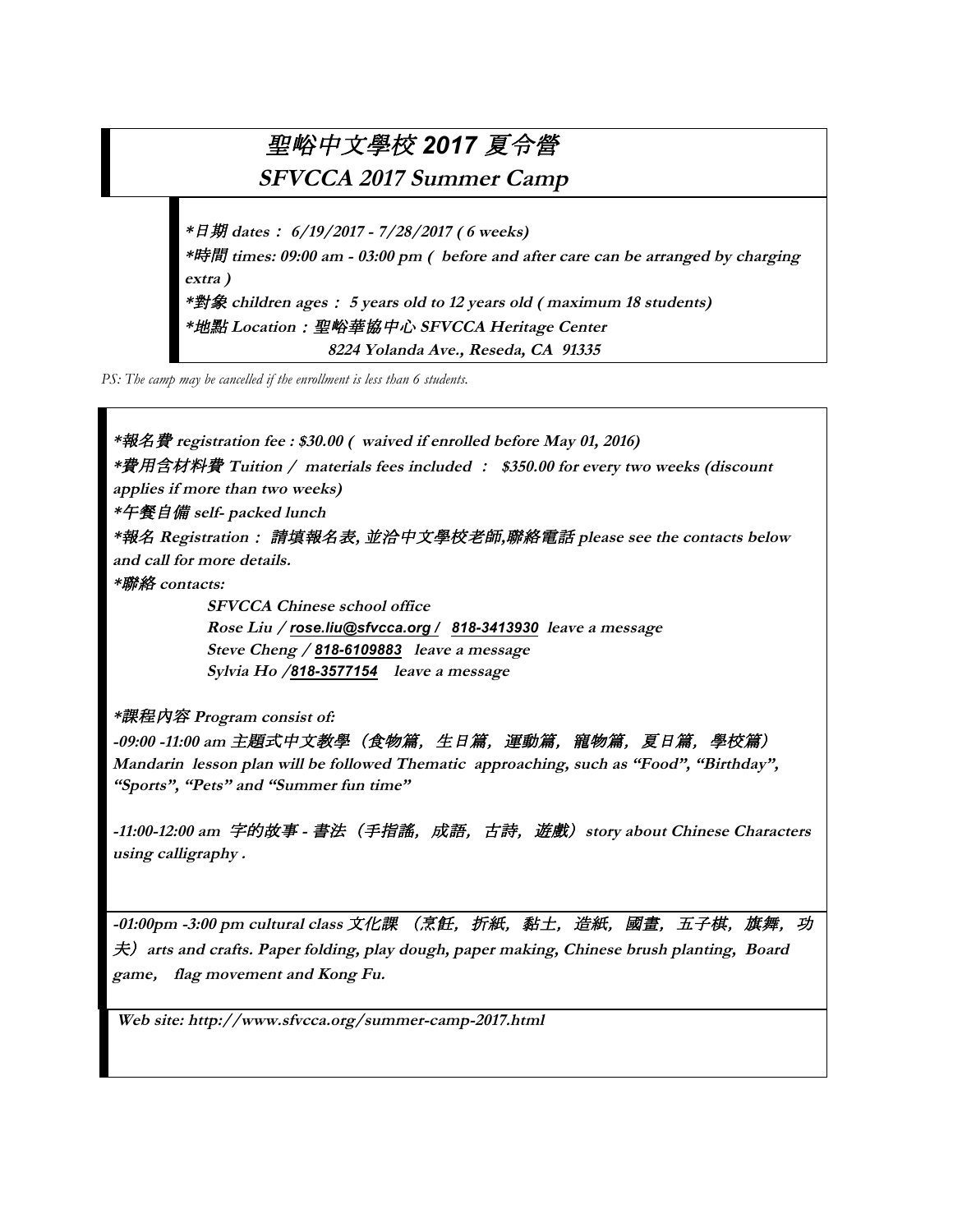# 聖峪中文學校 2017 夏令營

## SFVCCA 2017 Summer Camp

***日期 dates： 6/19/2017 - 7/28/2017 ( 6 weeks)**

***時間 times: 09:00 am - 03:00 pm ( before and after care can be arranged by charging extra )**

***對象 children ages： 5 years old to 12 years old ( maximum 18 students)**

***地點 Location：聖峪華協中心 SFVCCA Heritage Center**

**8224 Yolanda Ave., Reseda, CA 91335**

*PS: The camp may be cancelled if the enrollment is less than 6 students.*

***報名費 registration fee : $30.00 ( waived if enrolled before May 01, 2016)**

***費用含材料費 Tuition / materials fees included ： $350.00 for every two weeks (discount applies if more than two weeks)**

***午餐自備 self- packed lunch**

***報名 Registration： 請填報名表, 並洽中文學校老師,聯絡電話 please see the contacts below and call for more details.**

***聯絡 contacts:**

**SFVCCA Chinese school office**

**Rose Liu / rose.liu@sfvcca.org / 818-3413930 leave a message**

**Steve Cheng / 818-6109883 leave a message**

**Sylvia Ho /818-3577154 leave a message**

***課程內容 Program consist of:**

**-09:00 -11:00 am 主題式中文教學（食物篇，生日篇，運動篇，寵物篇，夏日篇，學校篇） Mandarin lesson plan will be followed Thematic approaching, such as "Food", "Birthday", "Sports", "Pets" and "Summer fun time"**

**-11:00-12:00 am 字的故事 - 書法（手指謠，成語，古詩，遊戲）story about Chinese Characters using calligraphy .**

**-01:00pm -3:00 pm cultural class 文化課 （烹飪，折紙，黏土，造紙，國畫，五子棋，旗舞，功夫）arts and crafts. Paper folding, play dough, paper making, Chinese brush planting, Board game, flag movement and Kong Fu.**

**Web site: http://www.sfvcca.org/summer-camp-2017.html**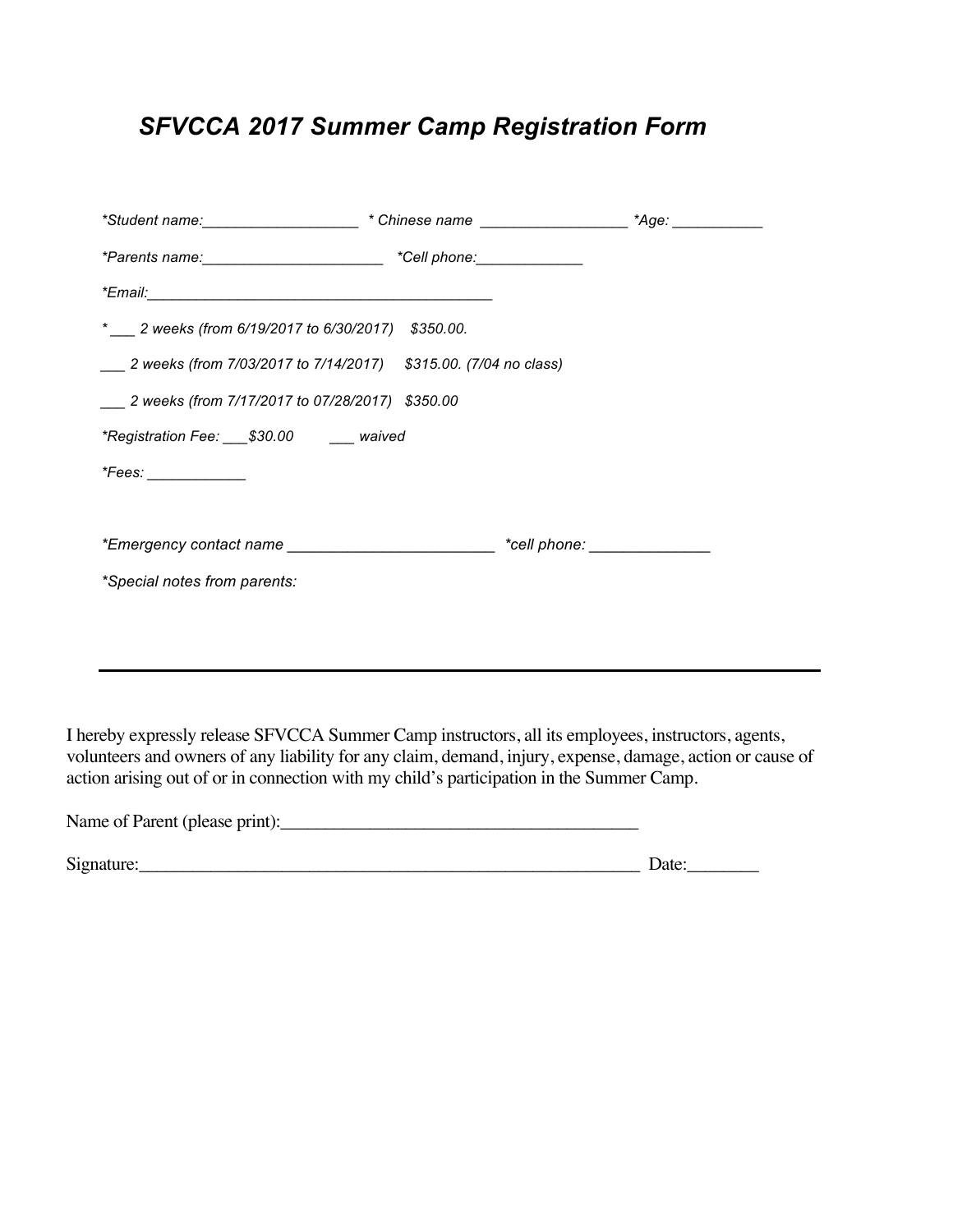# *SFVCCA 2017 Summer Camp Registration Form*

*\*Student name:__________________ \* Chinese name _________________ \*Age: ___________*

*\*Parents name:_____________________ \*Cell phone:_____________*

*\*Email:_________________________________________*

*\* ___ 2 weeks (from 6/19/2017 to 6/30/2017) $350.00.*

*___ 2 weeks (from 7/03/2017 to 7/14/2017) $315.00. (7/04 no class)*

*___ 2 weeks (from 7/17/2017 to 07/28/2017) $350.00*

*\*Registration Fee: ___$30.00 ___ waived*

*\*Fees: ____________*

*\*Emergency contact name ________________________ \*cell phone: ______________*

*\*Special notes from parents:*

---

I hereby expressly release SFVCCA Summer Camp instructors, all its employees, instructors, agents, volunteers and owners of any liability for any claim, demand, injury, expense, damage, action or cause of action arising out of or in connection with my child's participation in the Summer Camp.

Name of Parent (please print):________________________________________

Signature:_________________________________________________________ Date:________